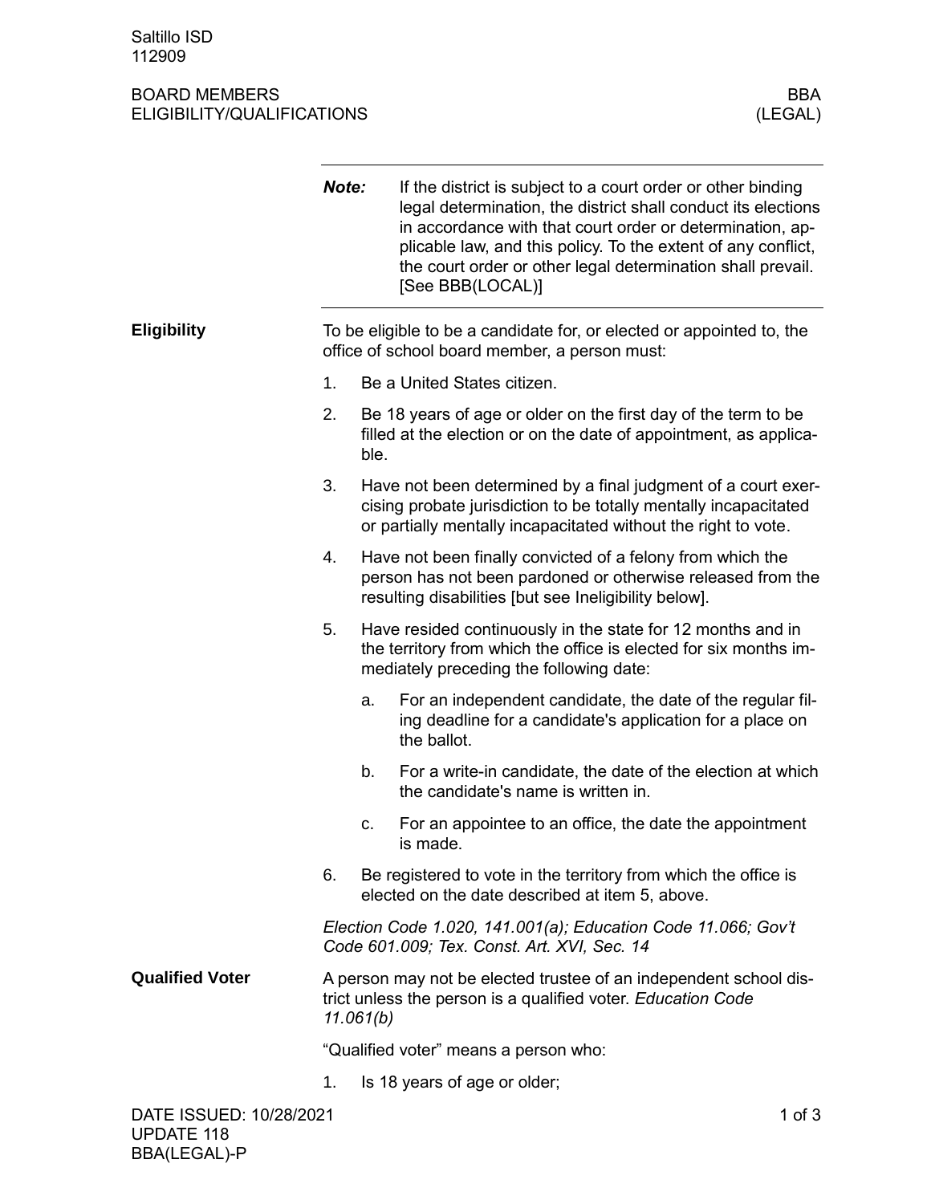# BOARD MEMBERS ELIGIBILITY/QUALIFICATIONS

## BBA (LEGAL)

---

***Note:*** If the district is subject to a court order or other binding legal determination, the district shall conduct its elections in accordance with that court order or determination, applicable law, and this policy. To the extent of any conflict, the court order or other legal determination shall prevail. [See BBB(LOCAL)]

---

### Eligibility

To be eligible to be a candidate for, or elected or appointed to, the office of school board member, a person must:

1. Be a United States citizen.
2. Be 18 years of age or older on the first day of the term to be filled at the election or on the date of appointment, as applicable.
3. Have not been determined by a final judgment of a court exercising probate jurisdiction to be totally mentally incapacitated or partially mentally incapacitated without the right to vote.
4. Have not been finally convicted of a felony from which the person has not been pardoned or otherwise released from the resulting disabilities [but see Ineligibility below].
5. Have resided continuously in the state for 12 months and in the territory from which the office is elected for six months immediately preceding the following date:
   a. For an independent candidate, the date of the regular filing deadline for a candidate's application for a place on the ballot.
   b. For a write-in candidate, the date of the election at which the candidate's name is written in.
   c. For an appointee to an office, the date the appointment is made.
6. Be registered to vote in the territory from which the office is elected on the date described at item 5, above.

*Election Code 1.020, 141.001(a); Education Code 11.066; Gov't Code 601.009; Tex. Const. Art. XVI, Sec. 14*

### Qualified Voter

A person may not be elected trustee of an independent school district unless the person is a qualified voter. *Education Code 11.061(b)*

"Qualified voter" means a person who:

1. Is 18 years of age or older;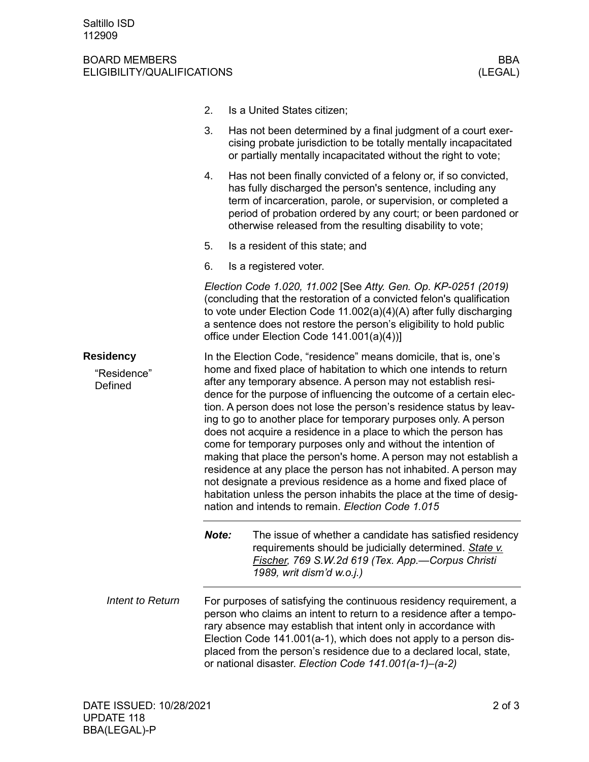2. Is a United States citizen;
3. Has not been determined by a final judgment of a court exercising probate jurisdiction to be totally mentally incapacitated or partially mentally incapacitated without the right to vote;
4. Has not been finally convicted of a felony or, if so convicted, has fully discharged the person's sentence, including any term of incarceration, parole, or supervision, or completed a period of probation ordered by any court; or been pardoned or otherwise released from the resulting disability to vote;
5. Is a resident of this state; and
6. Is a registered voter.

*Election Code 1.020, 11.002* [See *Atty. Gen. Op. KP-0251 (2019)* (concluding that the restoration of a convicted felon's qualification to vote under Election Code 11.002(a)(4)(A) after fully discharging a sentence does not restore the person's eligibility to hold public office under Election Code 141.001(a)(4))]

## Residency

### "Residence" Defined

In the Election Code, "residence" means domicile, that is, one's home and fixed place of habitation to which one intends to return after any temporary absence. A person may not establish residence for the purpose of influencing the outcome of a certain election. A person does not lose the person's residence status by leaving to go to another place for temporary purposes only. A person does not acquire a residence in a place to which the person has come for temporary purposes only and without the intention of making that place the person's home. A person may not establish a residence at any place the person has not inhabited. A person may not designate a previous residence as a home and fixed place of habitation unless the person inhabits the place at the time of designation and intends to remain. *Election Code 1.015*

***Note:*** The issue of whether a candidate has satisfied residency requirements should be judicially determined. *State v. Fischer, 769 S.W.2d 619 (Tex. App.—Corpus Christi 1989, writ dism'd w.o.j.)*

### *Intent to Return*

For purposes of satisfying the continuous residency requirement, a person who claims an intent to return to a residence after a temporary absence may establish that intent only in accordance with Election Code 141.001(a-1), which does not apply to a person displaced from the person's residence due to a declared local, state, or national disaster. *Election Code 141.001(a-1)–(a-2)*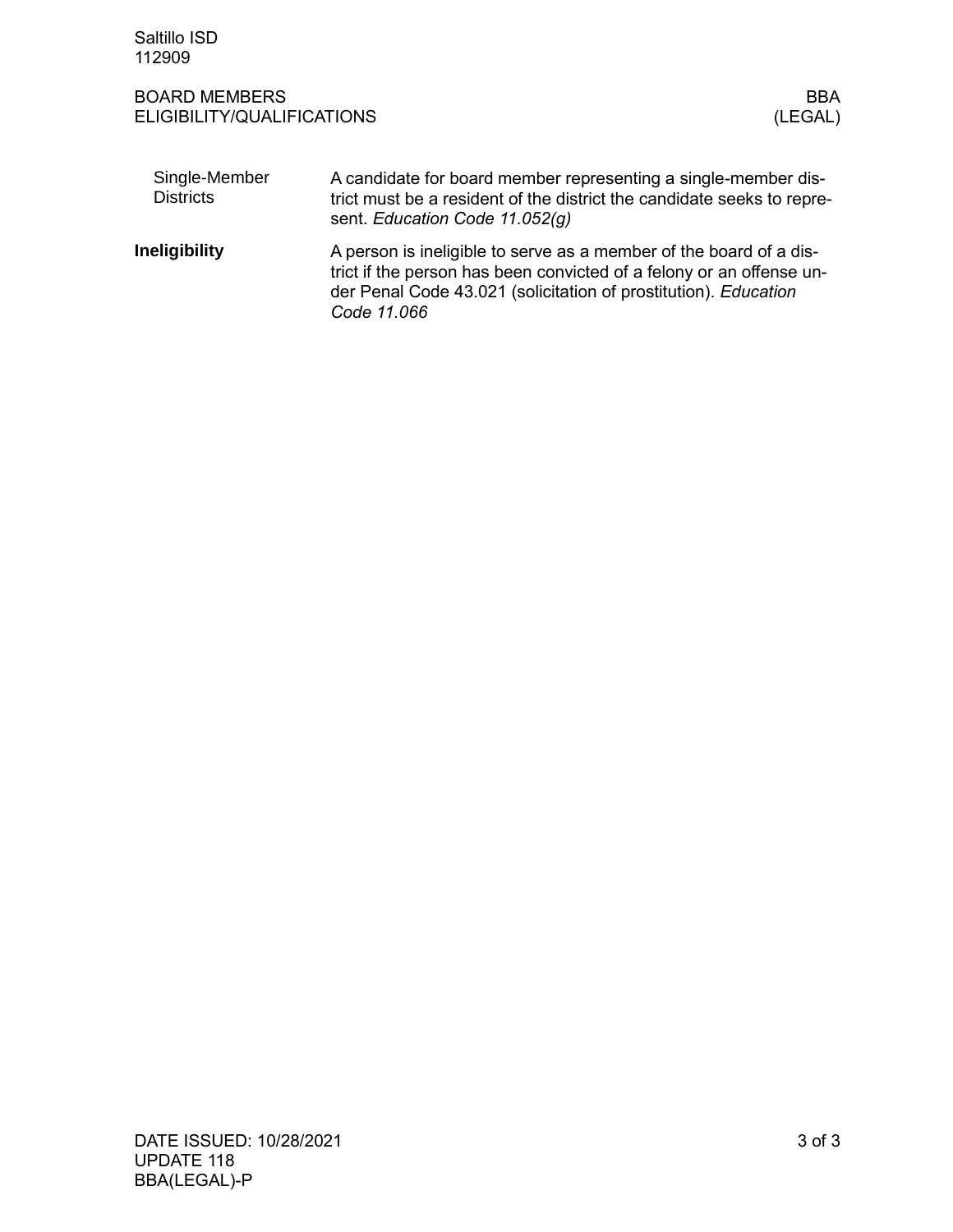### Single-Member Districts

A candidate for board member representing a single-member district must be a resident of the district the candidate seeks to represent. *Education Code 11.052(g)*

## Ineligibility

A person is ineligible to serve as a member of the board of a district if the person has been convicted of a felony or an offense under Penal Code 43.021 (solicitation of prostitution). *Education Code 11.066*